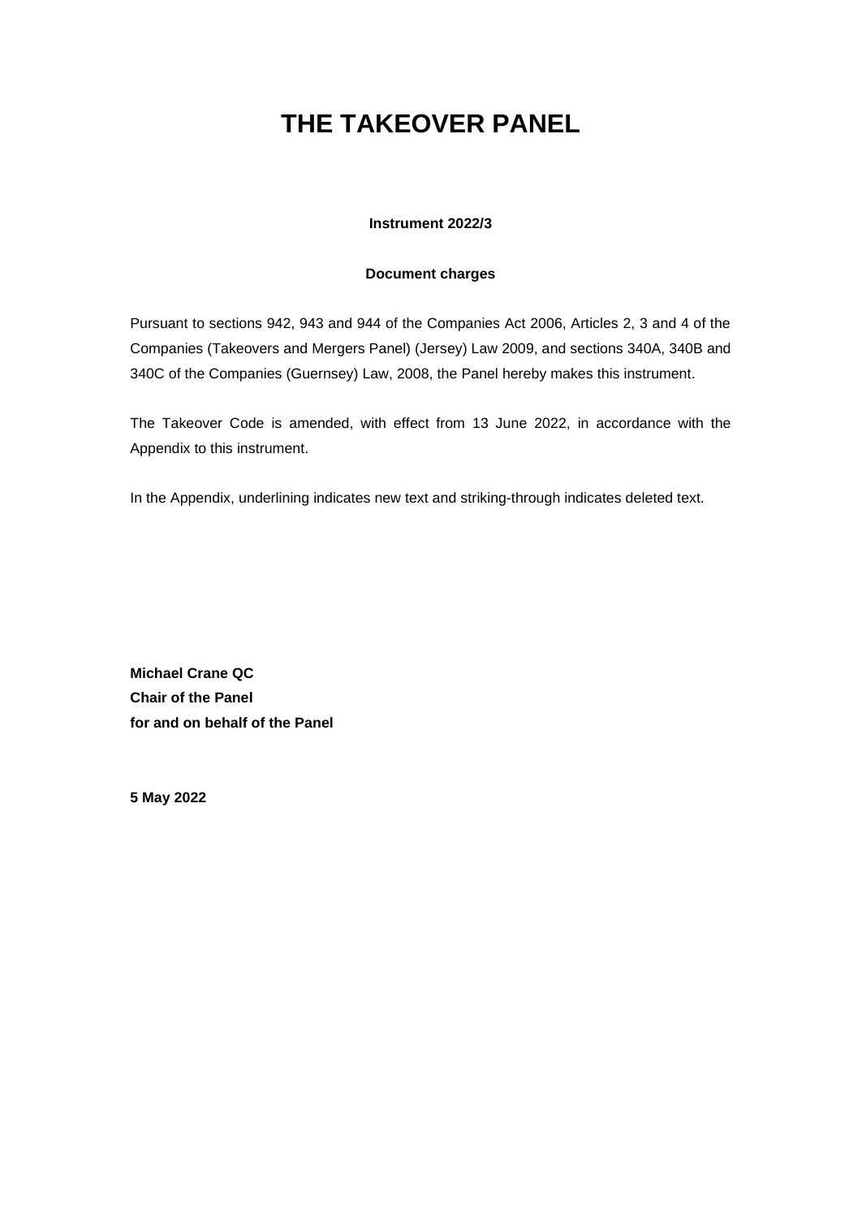# THE TAKEOVER PANEL

**Instrument 2022/3**

**Document charges**

Pursuant to sections 942, 943 and 944 of the Companies Act 2006, Articles 2, 3 and 4 of the Companies (Takeovers and Mergers Panel) (Jersey) Law 2009, and sections 340A, 340B and 340C of the Companies (Guernsey) Law, 2008, the Panel hereby makes this instrument.

The Takeover Code is amended, with effect from 13 June 2022, in accordance with the Appendix to this instrument.

In the Appendix, underlining indicates new text and striking-through indicates deleted text.

**Michael Crane QC**
**Chair of the Panel**
**for and on behalf of the Panel**

**5 May 2022**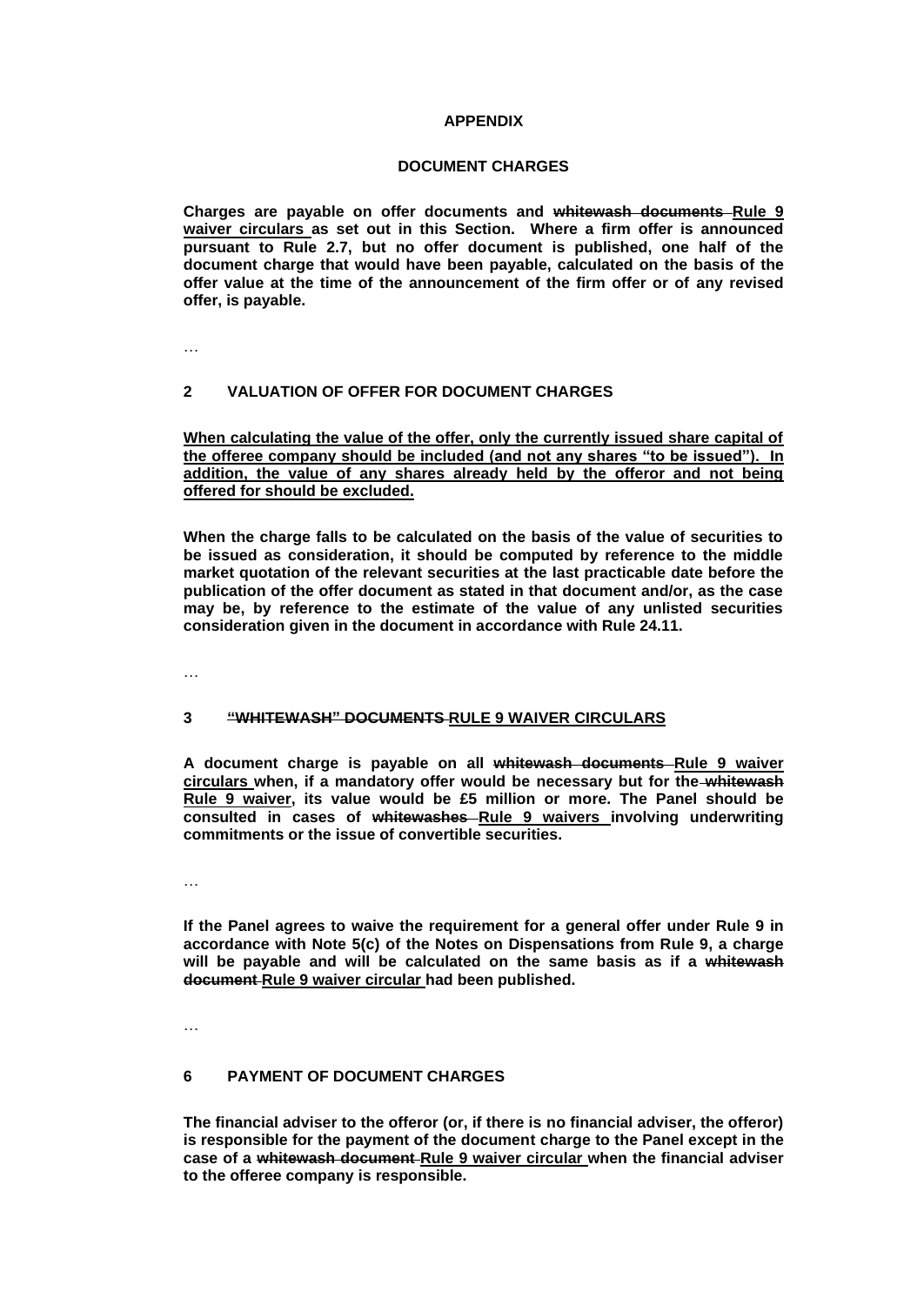**APPENDIX**

**DOCUMENT CHARGES**

**Charges are payable on offer documents and ~~whitewash documents~~ <u>Rule 9 waiver circulars</u> as set out in this Section. Where a firm offer is announced pursuant to Rule 2.7, but no offer document is published, one half of the document charge that would have been payable, calculated on the basis of the offer value at the time of the announcement of the firm offer or of any revised offer, is payable.**

…

## 2 VALUATION OF OFFER FOR DOCUMENT CHARGES

**<u>When calculating the value of the offer, only the currently issued share capital of the offeree company should be included (and not any shares "to be issued"). In addition, the value of any shares already held by the offeror and not being offered for should be excluded.</u>**

**When the charge falls to be calculated on the basis of the value of securities to be issued as consideration, it should be computed by reference to the middle market quotation of the relevant securities at the last practicable date before the publication of the offer document as stated in that document and/or, as the case may be, by reference to the estimate of the value of any unlisted securities consideration given in the document in accordance with Rule 24.11.**

…

## 3 ~~"WHITEWASH" DOCUMENTS~~ <u>RULE 9 WAIVER CIRCULARS</u>

**A document charge is payable on all ~~whitewash documents~~ <u>Rule 9 waiver circulars</u> when, if a mandatory offer would be necessary but for the ~~whitewash~~ <u>Rule 9 waiver</u>, its value would be £5 million or more. The Panel should be consulted in cases of ~~whitewashes~~ <u>Rule 9 waivers</u> involving underwriting commitments or the issue of convertible securities.**

…

**If the Panel agrees to waive the requirement for a general offer under Rule 9 in accordance with Note 5(c) of the Notes on Dispensations from Rule 9, a charge will be payable and will be calculated on the same basis as if a ~~whitewash document~~ <u>Rule 9 waiver circular</u> had been published.**

…

## 6 PAYMENT OF DOCUMENT CHARGES

**The financial adviser to the offeror (or, if there is no financial adviser, the offeror) is responsible for the payment of the document charge to the Panel except in the case of a ~~whitewash document~~ <u>Rule 9 waiver circular</u> when the financial adviser to the offeree company is responsible.**